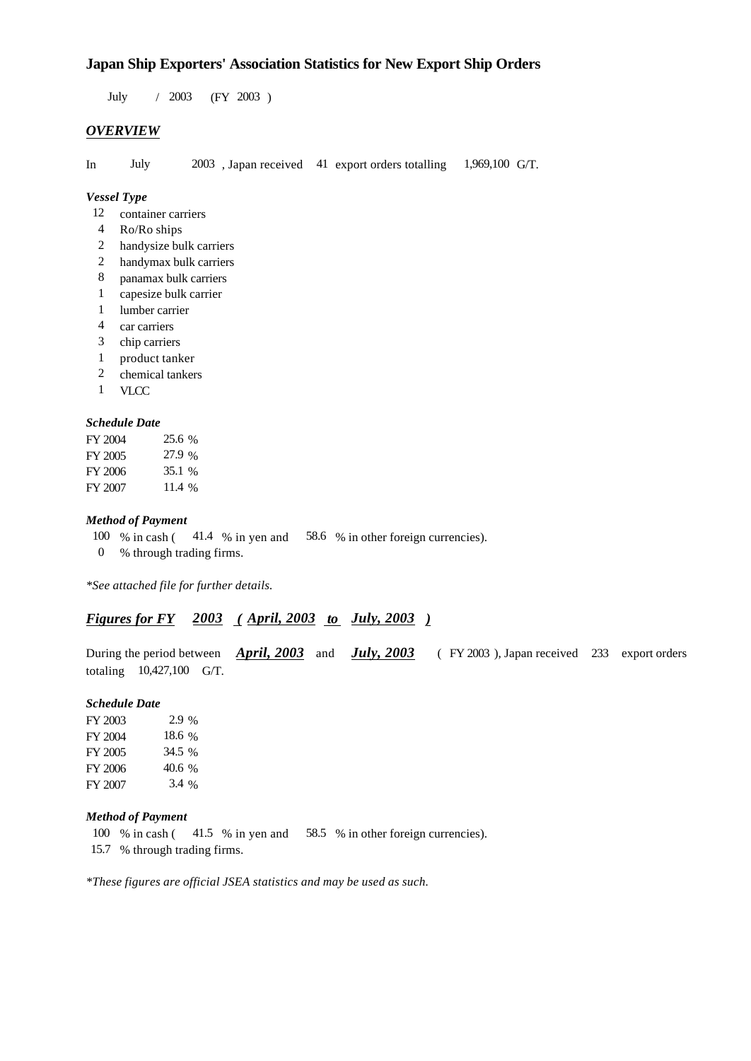# Japan Ship Exporters' Association Statistics for New Export Ship Orders

July / 2003 (FY 2003 )

## *OVERVIEW*

In July 2003 , Japan received 41 export orders totalling 1,969,100 G/T.

### *Vessel Type*

12 container carriers
4 Ro/Ro ships
2 handysize bulk carriers
2 handymax bulk carriers
8 panamax bulk carriers
1 capesize bulk carrier
1 lumber carrier
4 car carriers
3 chip carriers
1 product tanker
2 chemical tankers
1 VLCC

### *Schedule Date*

FY 2004 25.6 %
FY 2005 27.9 %
FY 2006 35.1 %
FY 2007 11.4 %

### *Method of Payment*

100 % in cash ( 41.4 % in yen and 58.6 % in other foreign currencies).
0 % through trading firms.

*\*See attached file for further details.*

## ***Figures for FY 2003 ( April, 2003 to July, 2003 )***

During the period between ***April, 2003*** and ***July, 2003*** ( FY 2003 ), Japan received 233 export orders totaling 10,427,100 G/T.

### *Schedule Date*

FY 2003 2.9 %
FY 2004 18.6 %
FY 2005 34.5 %
FY 2006 40.6 %
FY 2007 3.4 %

### *Method of Payment*

100 % in cash ( 41.5 % in yen and 58.5 % in other foreign currencies).
15.7 % through trading firms.

*\*These figures are official JSEA statistics and may be used as such.*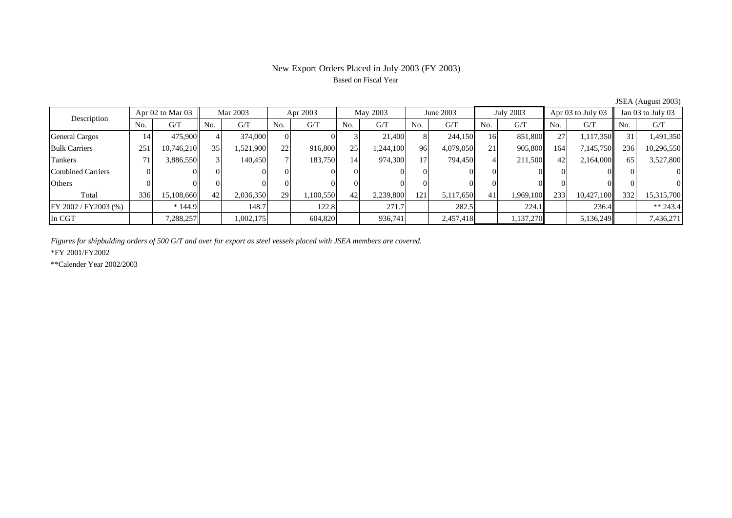# New Export Orders Placed in July 2003 (FY 2003)

Based on Fiscal Year

JSEA (August 2003)

| Description | Apr 02 to Mar 03 | | Mar 2003 | | Apr 2003 | | May 2003 | | June 2003 | | July 2003 | | Apr 03 to July 03 | | Jan 03 to July 03 | |
|---|---|---|---|---|---|---|---|---|---|---|---|---|---|---|---|---|
| | No. | G/T | No. | G/T | No. | G/T | No. | G/T | No. | G/T | No. | G/T | No. | G/T | No. | G/T |
| General Cargos | 14 | 475,900 | 4 | 374,000 | 0 | 0 | 3 | 21,400 | 8 | 244,150 | 16 | 851,800 | 27 | 1,117,350 | 31 | 1,491,350 |
| Bulk Carriers | 251 | 10,746,210 | 35 | 1,521,900 | 22 | 916,800 | 25 | 1,244,100 | 96 | 4,079,050 | 21 | 905,800 | 164 | 7,145,750 | 236 | 10,296,550 |
| Tankers | 71 | 3,886,550 | 3 | 140,450 | 7 | 183,750 | 14 | 974,300 | 17 | 794,450 | 4 | 211,500 | 42 | 2,164,000 | 65 | 3,527,800 |
| Combined Carriers | 0 | 0 | 0 | 0 | 0 | 0 | 0 | 0 | 0 | 0 | 0 | 0 | 0 | 0 | 0 | 0 |
| Others | 0 | 0 | 0 | 0 | 0 | 0 | 0 | 0 | 0 | 0 | 0 | 0 | 0 | 0 | 0 | 0 |
| Total | 336 | 15,108,660 | 42 | 2,036,350 | 29 | 1,100,550 | 42 | 2,239,800 | 121 | 5,117,650 | 41 | 1,969,100 | 233 | 10,427,100 | 332 | 15,315,700 |
| FY 2002 / FY2003 (%) | | * 144.9 | | 148.7 | | 122.8 | | 271.7 | | 282.5 | | 224.1 | | 236.4 | | ** 243.4 |
| In CGT | | 7,288,257 | | 1,002,175 | | 604,820 | | 936,741 | | 2,457,418 | | 1,137,270 | | 5,136,249 | | 7,436,271 |

*Figures for shipbulding orders of 500 G/T and over for export as steel vessels placed with JSEA members are covered.*

*FY 2001/FY2002

**Calender Year 2002/2003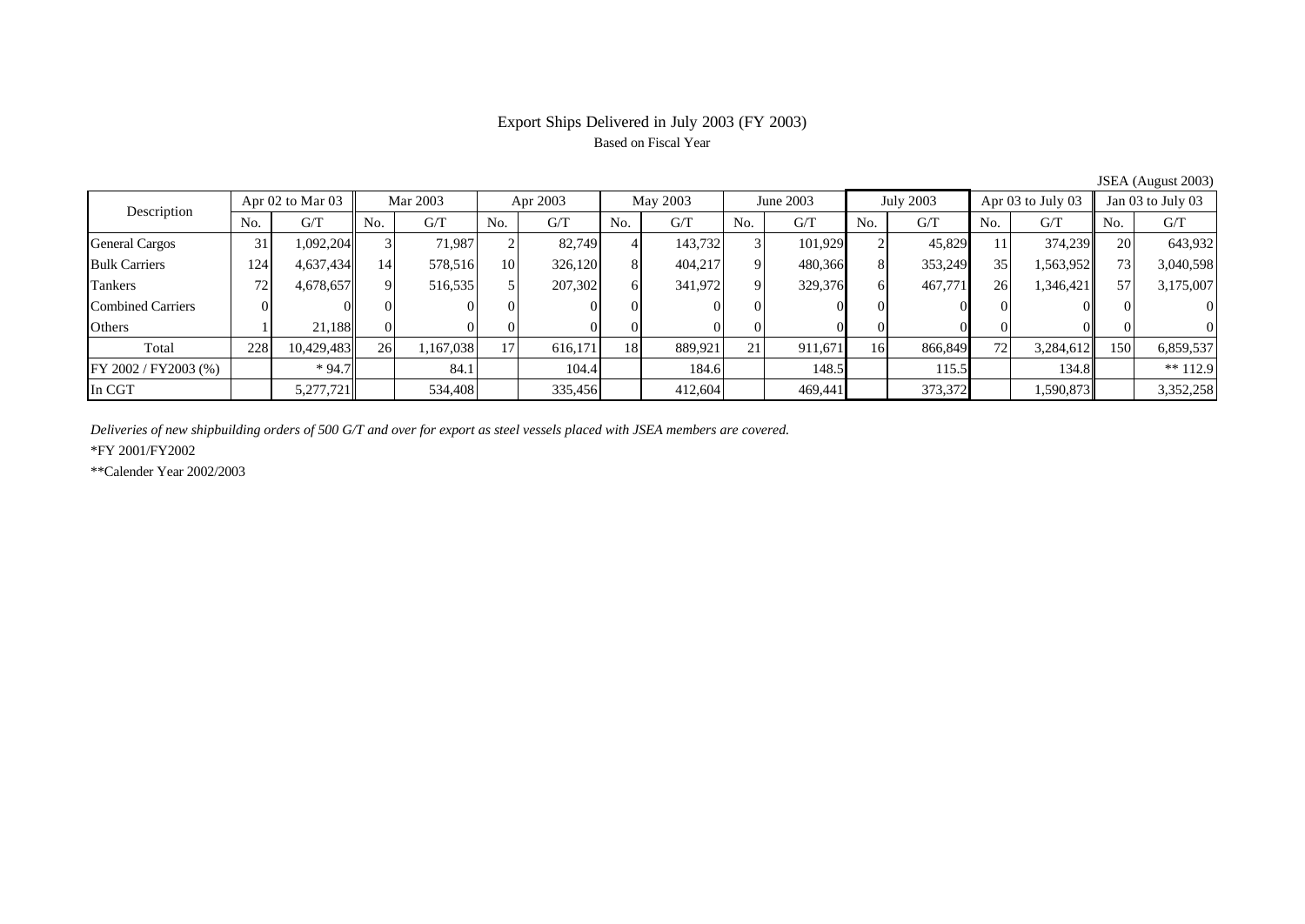# Export Ships Delivered in July 2003 (FY 2003)

Based on Fiscal Year

JSEA (August 2003)

| Description | Apr 02 to Mar 03 | | Mar 2003 | | Apr 2003 | | May 2003 | | June 2003 | | July 2003 | | Apr 03 to July 03 | | Jan 03 to July 03 | |
|---|---|---|---|---|---|---|---|---|---|---|---|---|---|---|---|---|
| | No. | G/T | No. | G/T | No. | G/T | No. | G/T | No. | G/T | No. | G/T | No. | G/T | No. | G/T |
| General Cargos | 31 | 1,092,204 | 3 | 71,987 | 2 | 82,749 | 4 | 143,732 | 3 | 101,929 | 2 | 45,829 | 11 | 374,239 | 20 | 643,932 |
| Bulk Carriers | 124 | 4,637,434 | 14 | 578,516 | 10 | 326,120 | 8 | 404,217 | 9 | 480,366 | 8 | 353,249 | 35 | 1,563,952 | 73 | 3,040,598 |
| Tankers | 72 | 4,678,657 | 9 | 516,535 | 5 | 207,302 | 6 | 341,972 | 9 | 329,376 | 6 | 467,771 | 26 | 1,346,421 | 57 | 3,175,007 |
| Combined Carriers | 0 | 0 | 0 | 0 | 0 | 0 | 0 | 0 | 0 | 0 | 0 | 0 | 0 | 0 | 0 | 0 |
| Others | 1 | 21,188 | 0 | 0 | 0 | 0 | 0 | 0 | 0 | 0 | 0 | 0 | 0 | 0 | 0 | 0 |
| Total | 228 | 10,429,483 | 26 | 1,167,038 | 17 | 616,171 | 18 | 889,921 | 21 | 911,671 | 16 | 866,849 | 72 | 3,284,612 | 150 | 6,859,537 |
| FY 2002 / FY2003 (%) | | * 94.7 | | 84.1 | | 104.4 | | 184.6 | | 148.5 | | 115.5 | | 134.8 | | ** 112.9 |
| In CGT | | 5,277,721 | | 534,408 | | 335,456 | | 412,604 | | 469,441 | | 373,372 | | 1,590,873 | | 3,352,258 |

*Deliveries of new shipbuilding orders of 500 G/T and over for export as steel vessels placed with JSEA members are covered.*

*FY 2001/FY2002

**Calender Year 2002/2003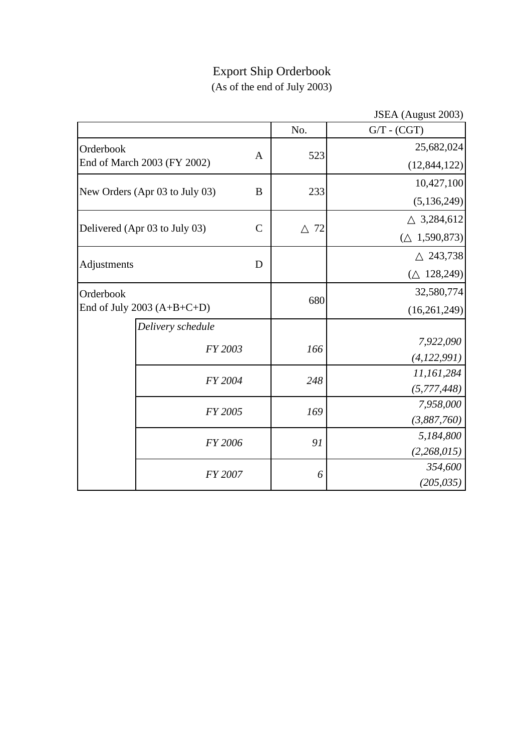# Export Ship Orderbook

(As of the end of July 2003)

JSEA (August 2003)

| | | | No. | G/T - (CGT) |
|---|---|---|---|---|
| Orderbook<br>End of March 2003 (FY 2002) | | A | 523 | 25,682,024<br>(12,844,122) |
| New Orders (Apr 03 to July 03) | | B | 233 | 10,427,100<br>(5,136,249) |
| Delivered (Apr 03 to July 03) | | C | △ 72 | △ 3,284,612<br>(△ 1,590,873) |
| Adjustments | | D | | △ 243,738<br>(△ 128,249) |
| Orderbook<br>End of July 2003 (A+B+C+D) | | | 680 | 32,580,774<br>(16,261,249) |
| | *Delivery schedule* | | | |
| | *FY 2003* | | *166* | *7,922,090*<br>*(4,122,991)* |
| | *FY 2004* | | *248* | *11,161,284*<br>*(5,777,448)* |
| | *FY 2005* | | *169* | *7,958,000*<br>*(3,887,760)* |
| | *FY 2006* | | *91* | *5,184,800*<br>*(2,268,015)* |
| | *FY 2007* | | *6* | *354,600*<br>*(205,035)* |